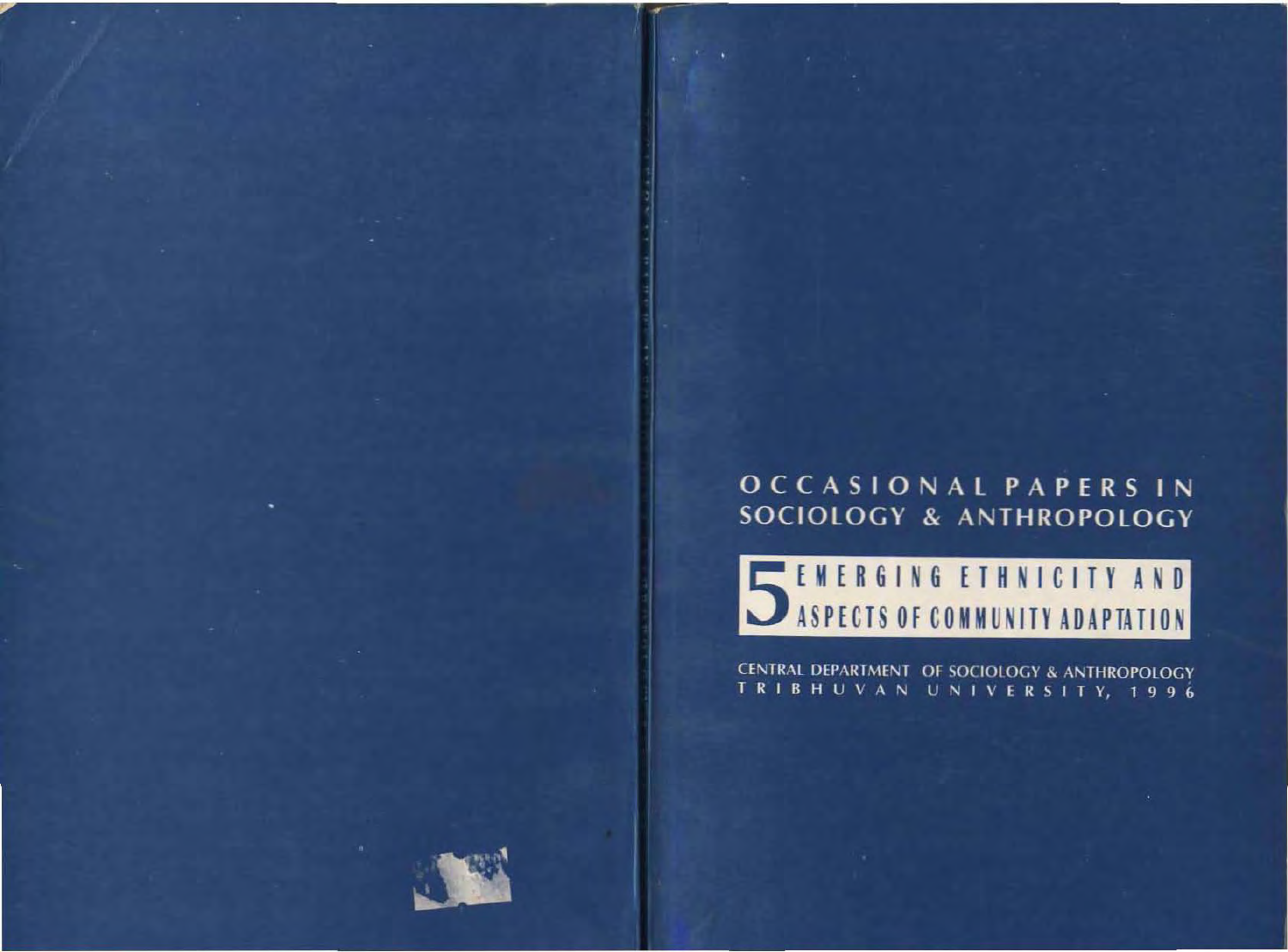# OCCASIONAL PAPERS IN SOCIOLOGY & ANTHROPOLOGY

## 5 EMERGING ETHNICITY AND ASPECTS OF COMMUNITY ADAPTATION

CENTRAL DEPARTMENT OF SOCIOLOGY & ANTHROPOLOGY
TRIBHUVAN UNIVERSITY, 1996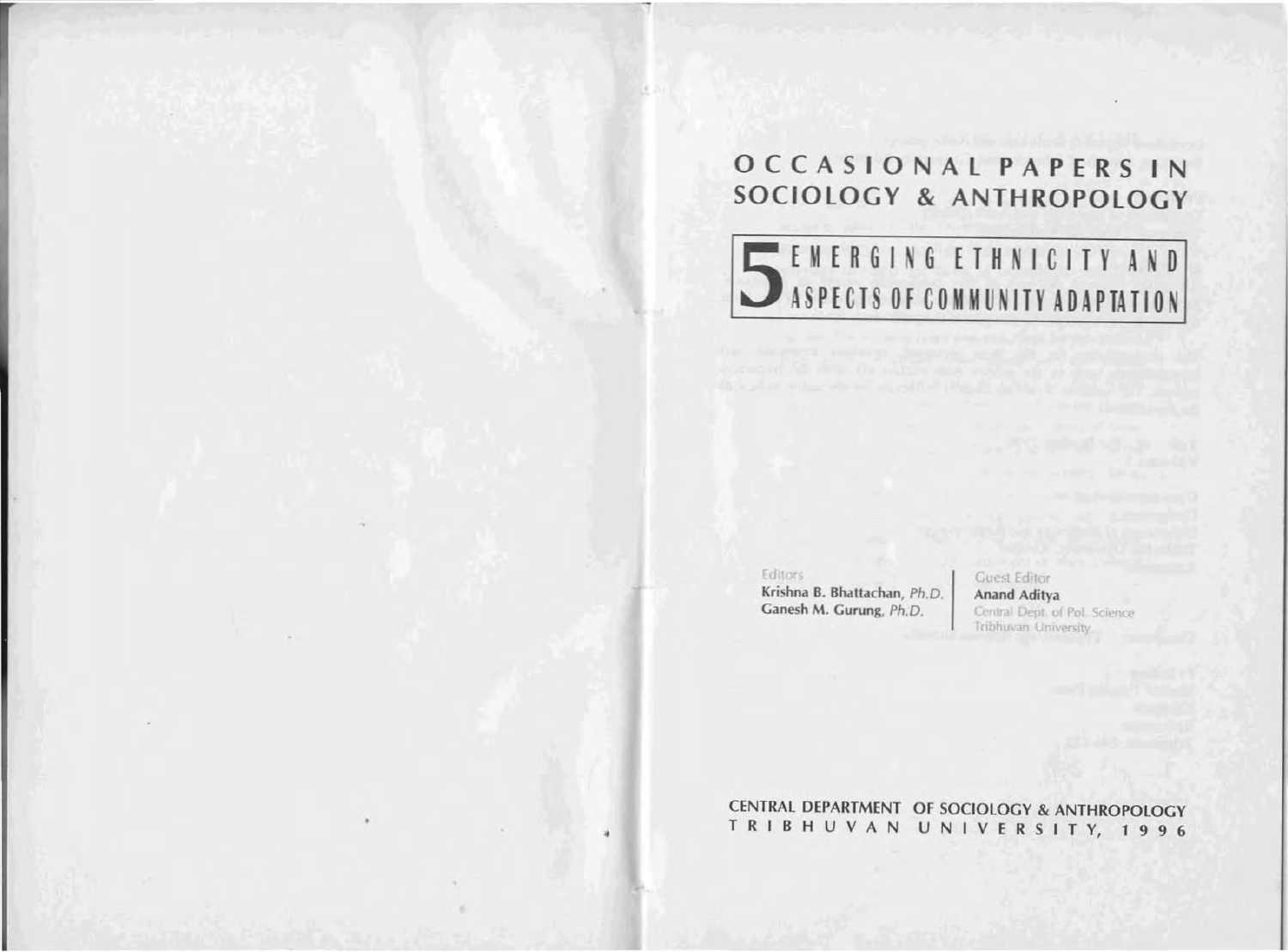# OCCASIONAL PAPERS IN SOCIOLOGY & ANTHROPOLOGY

## 5 EMERGING ETHNICITY AND ASPECTS OF COMMUNITY ADAPTATION

Editors
**Krishna B. Bhattachan**, *Ph.D.*
**Ganesh M. Gurung**, *Ph.D.*

Guest Editor
**Anand Aditya**
Central Dept. of Pol. Science
Tribhuvan University

CENTRAL DEPARTMENT OF SOCIOLOGY & ANTHROPOLOGY
TRIBHUVAN UNIVERSITY, 1996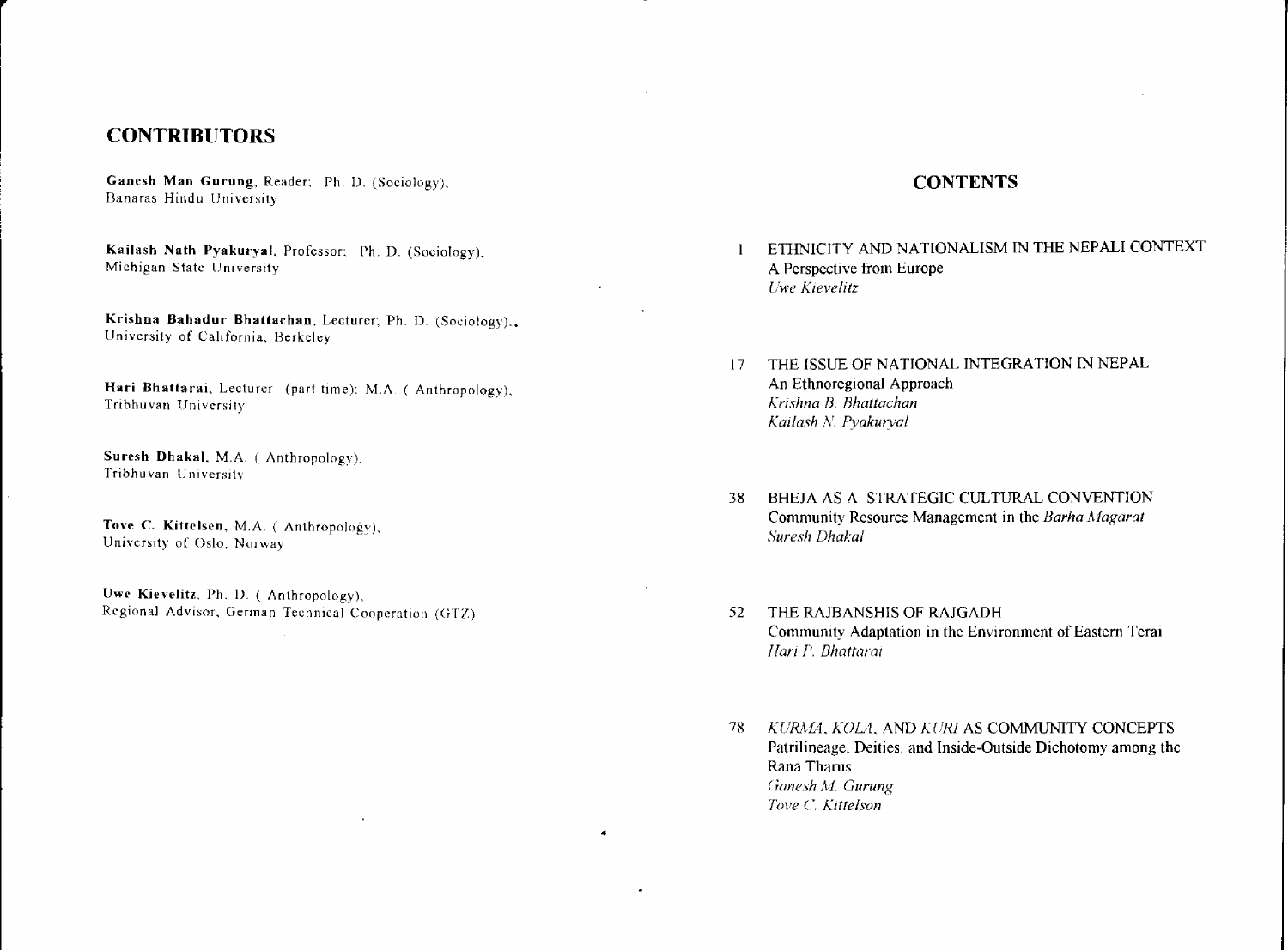## CONTRIBUTORS

**Ganesh Man Gurung**, Reader; Ph. D. (Sociology),
Banaras Hindu University

**Kailash Nath Pyakuryal**, Professor; Ph. D. (Sociology),
Michigan State University

**Krishna Bahadur Bhattachan**, Lecturer; Ph. D. (Sociology).,
University of California, Berkeley

**Hari Bhattarai**, Lecturer (part-time); M.A. ( Anthropology),
Tribhuvan University

**Suresh Dhakal**, M.A. ( Anthropology),
Tribhuvan University

**Tove C. Kittelsen**, M.A. ( Anthropology),
University of Oslo, Norway

**Uwe Kievelitz**, Ph. D. ( Anthropology),
Regional Advisor, German Technical Cooperation (GTZ)

## CONTENTS

1 ETHNICITY AND NATIONALISM IN THE NEPALI CONTEXT
A Perspective from Europe
*Uwe Kievelitz*

17 THE ISSUE OF NATIONAL INTEGRATION IN NEPAL
An Ethnoregional Approach
*Krishna B. Bhattachan*
*Kailash N. Pyakuryal*

38 BHEJA AS A STRATEGIC CULTURAL CONVENTION
Community Resource Management in the *Barha Magarat*
*Suresh Dhakal*

52 THE RAJBANSHIS OF RAJGADH
Community Adaptation in the Environment of Eastern Terai
*Hari P. Bhattarai*

78 *KURMA*, *KOLA*, AND *KURI* AS COMMUNITY CONCEPTS
Patrilineage, Deities, and Inside-Outside Dichotomy among the Rana Tharus
*Ganesh M. Gurung*
*Tove C. Kittelson*